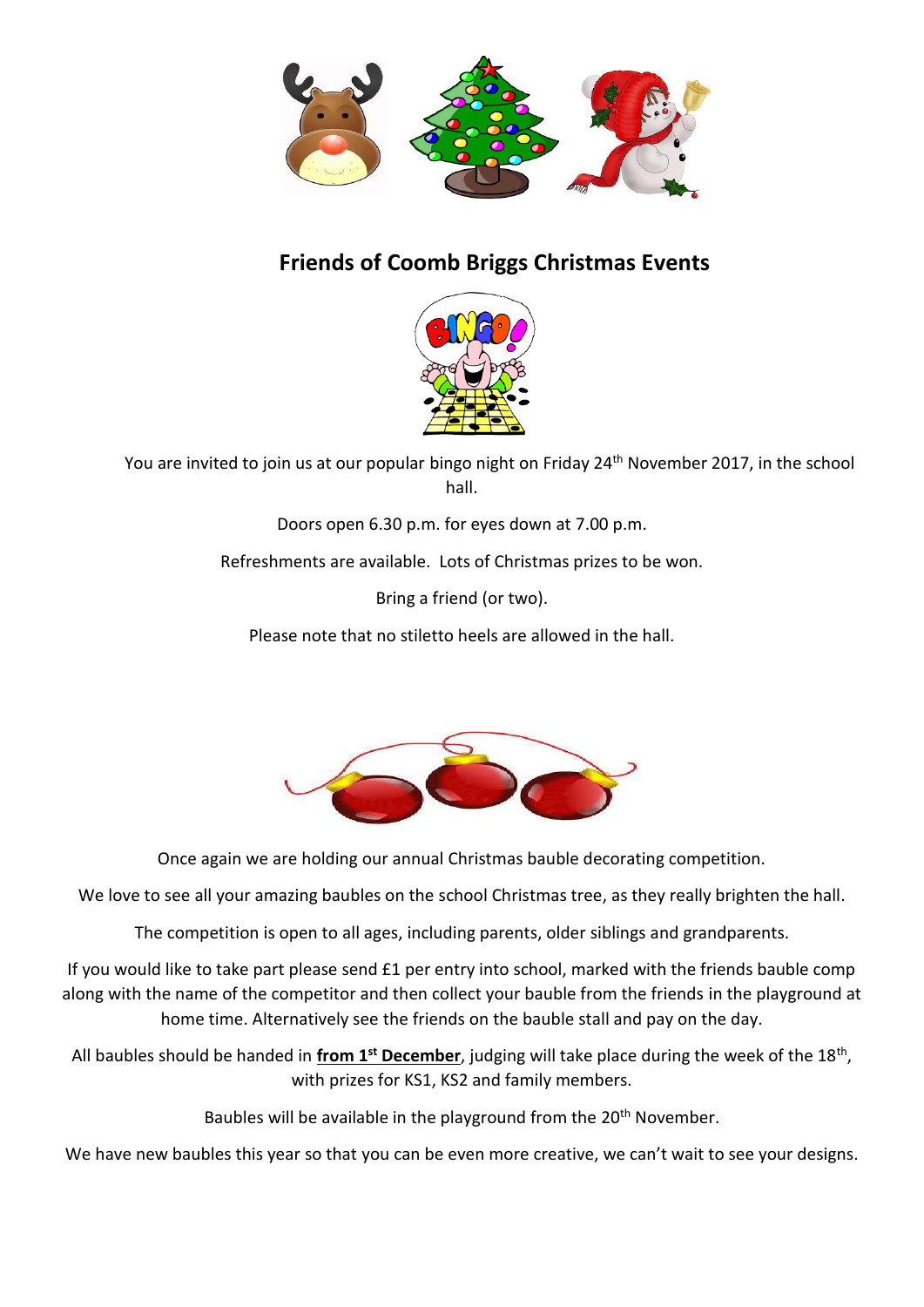# Friends of Coomb Briggs Christmas Events

You are invited to join us at our popular bingo night on Friday 24th November 2017, in the school hall.

Doors open 6.30 p.m. for eyes down at 7.00 p.m.

Refreshments are available. Lots of Christmas prizes to be won.

Bring a friend (or two).

Please note that no stiletto heels are allowed in the hall.

Once again we are holding our annual Christmas bauble decorating competition.

We love to see all your amazing baubles on the school Christmas tree, as they really brighten the hall.

The competition is open to all ages, including parents, older siblings and grandparents.

If you would like to take part please send £1 per entry into school, marked with the friends bauble comp along with the name of the competitor and then collect your bauble from the friends in the playground at home time. Alternatively see the friends on the bauble stall and pay on the day.

All baubles should be handed in **from 1st December**, judging will take place during the week of the 18th, with prizes for KS1, KS2 and family members.

Baubles will be available in the playground from the 20th November.

We have new baubles this year so that you can be even more creative, we can't wait to see your designs.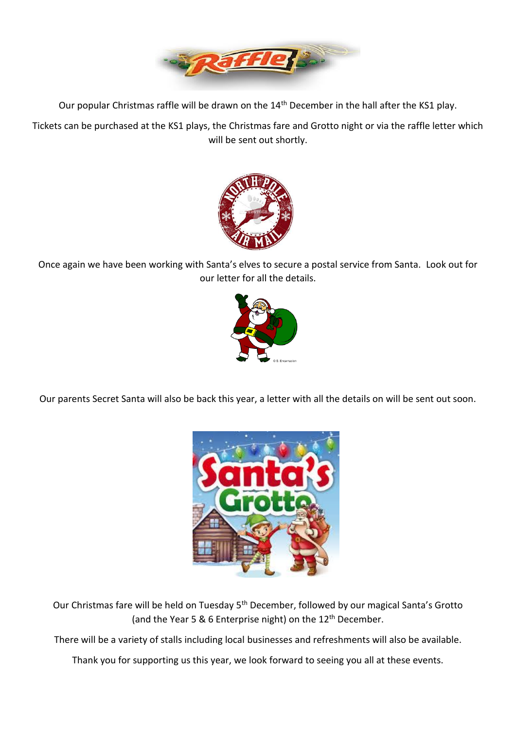Raffle

Our popular Christmas raffle will be drawn on the 14th December in the hall after the KS1 play.

Tickets can be purchased at the KS1 plays, the Christmas fare and Grotto night or via the raffle letter which will be sent out shortly.

Once again we have been working with Santa's elves to secure a postal service from Santa. Look out for our letter for all the details.

Our parents Secret Santa will also be back this year, a letter with all the details on will be sent out soon.

Our Christmas fare will be held on Tuesday 5th December, followed by our magical Santa's Grotto (and the Year 5 & 6 Enterprise night) on the 12th December.

There will be a variety of stalls including local businesses and refreshments will also be available.

Thank you for supporting us this year, we look forward to seeing you all at these events.